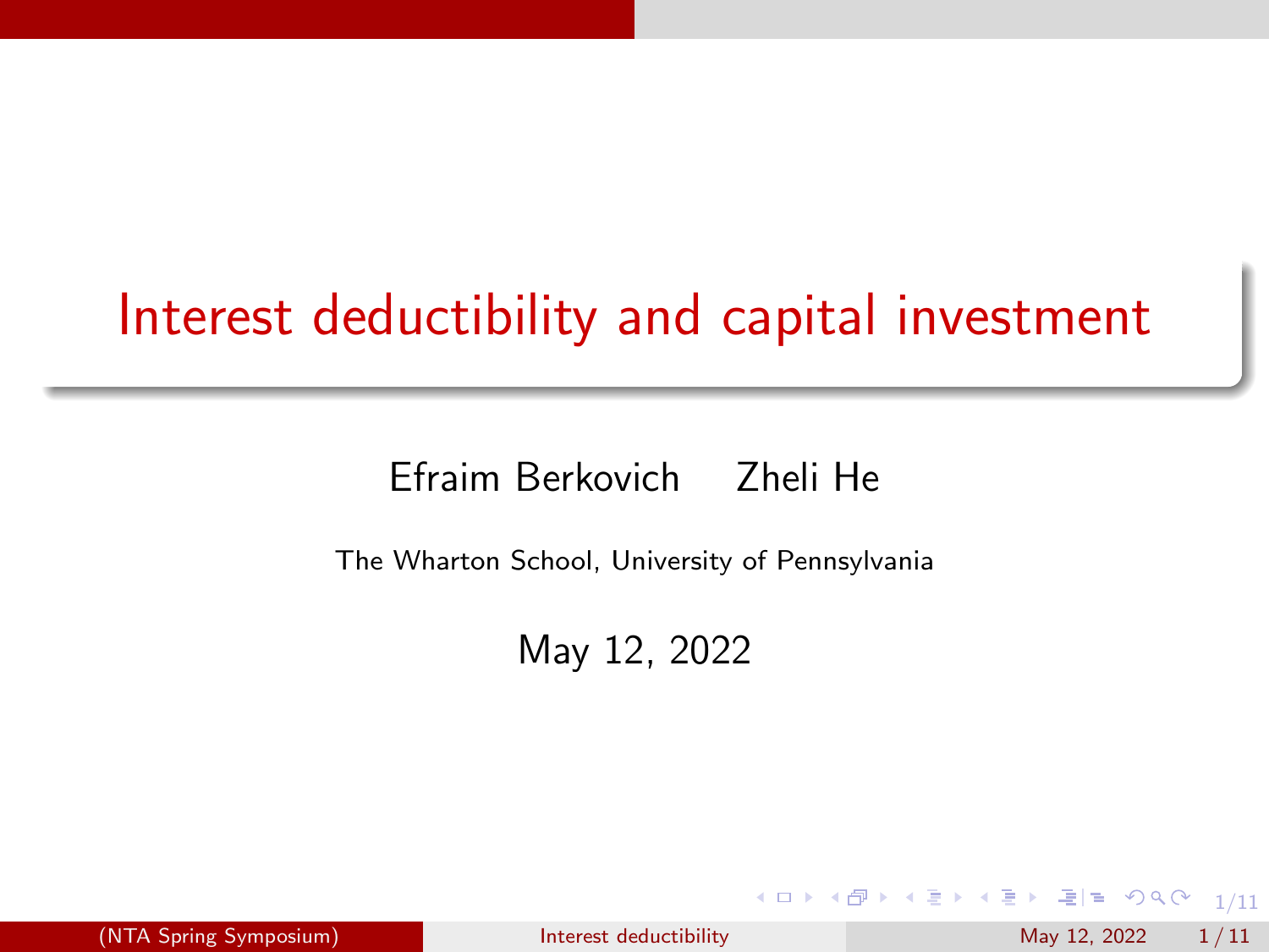# Interest deductibility and capital investment

Efraim Berkovich    Zheli He

The Wharton School, University of Pennsylvania

May 12, 2022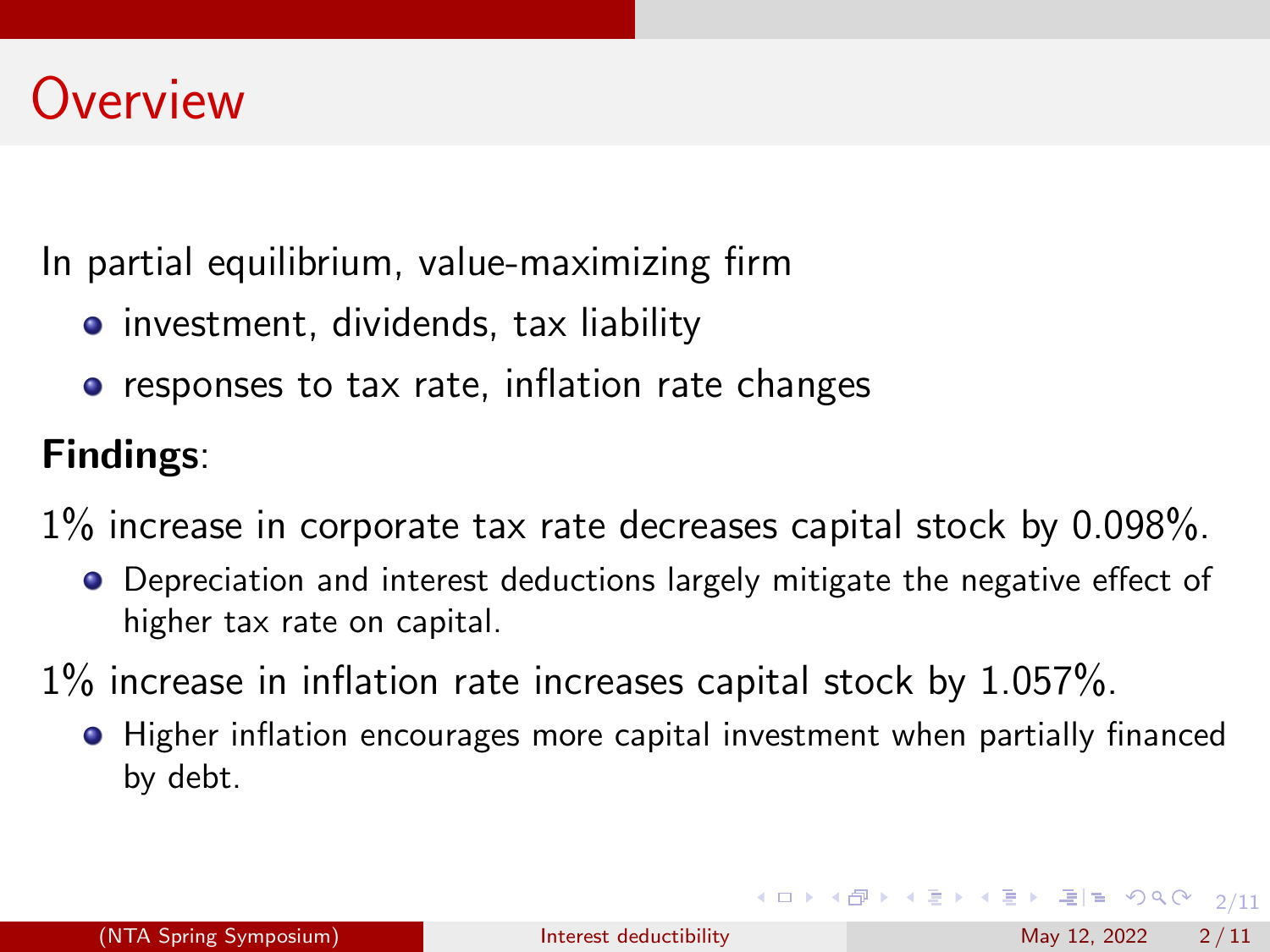# Overview

In partial equilibrium, value-maximizing firm

- investment, dividends, tax liability
- responses to tax rate, inflation rate changes

**Findings**:

1% increase in corporate tax rate decreases capital stock by 0.098%.

- Depreciation and interest deductions largely mitigate the negative effect of higher tax rate on capital.

1% increase in inflation rate increases capital stock by 1.057%.

- Higher inflation encourages more capital investment when partially financed by debt.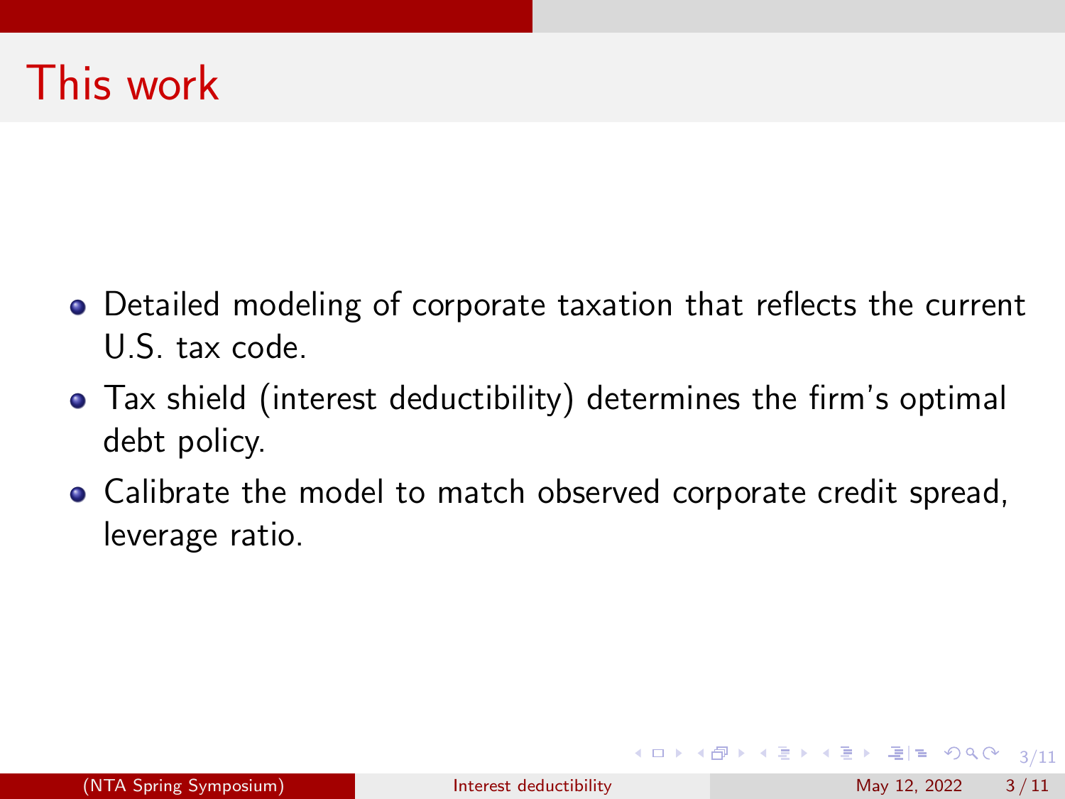# This work

- Detailed modeling of corporate taxation that reflects the current U.S. tax code.
- Tax shield (interest deductibility) determines the firm's optimal debt policy.
- Calibrate the model to match observed corporate credit spread, leverage ratio.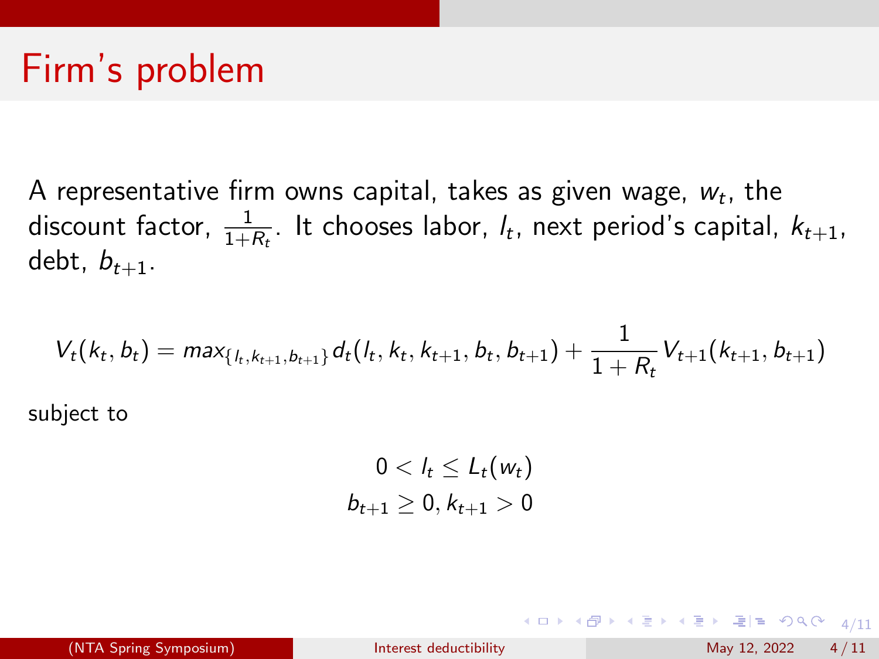# Firm's problem

A representative firm owns capital, takes as given wage, $w_t$, the discount factor, $\frac{1}{1+R_t}$. It chooses labor, $l_t$, next period's capital, $k_{t+1}$, debt, $b_{t+1}$.

$$V_t(k_t, b_t) = max_{\{l_t, k_{t+1}, b_{t+1}\}} d_t(l_t, k_t, k_{t+1}, b_t, b_{t+1}) + \frac{1}{1+R_t} V_{t+1}(k_{t+1}, b_{t+1})$$

subject to

$$0 < l_t \leq L_t(w_t)$$
$$b_{t+1} \geq 0, k_{t+1} > 0$$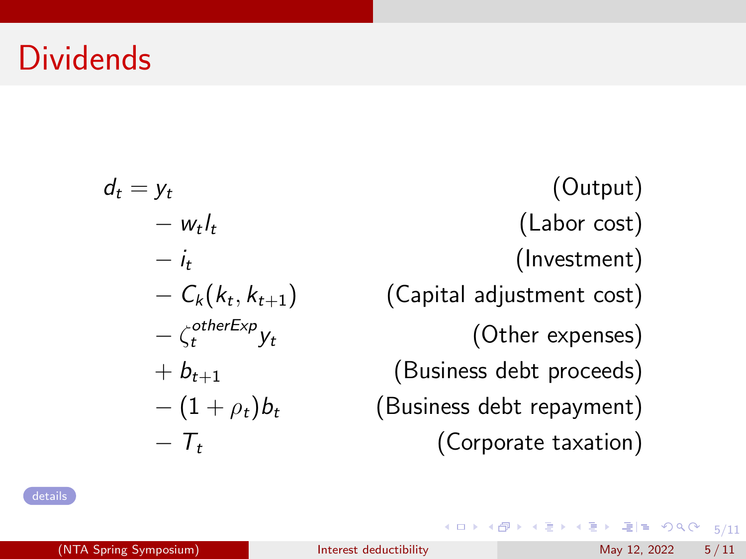# Dividends

$$
\begin{aligned}
d_t = y_t & \qquad \text{(Output)} \\
- w_t l_t & \qquad \text{(Labor cost)} \\
- i_t & \qquad \text{(Investment)} \\
- C_k(k_t, k_{t+1}) & \qquad \text{(Capital adjustment cost)} \\
- \zeta_t^{otherExp} y_t & \qquad \text{(Other expenses)} \\
+ b_{t+1} & \qquad \text{(Business debt proceeds)} \\
- (1 + \rho_t) b_t & \qquad \text{(Business debt repayment)} \\
- T_t & \qquad \text{(Corporate taxation)}
\end{aligned}
$$

details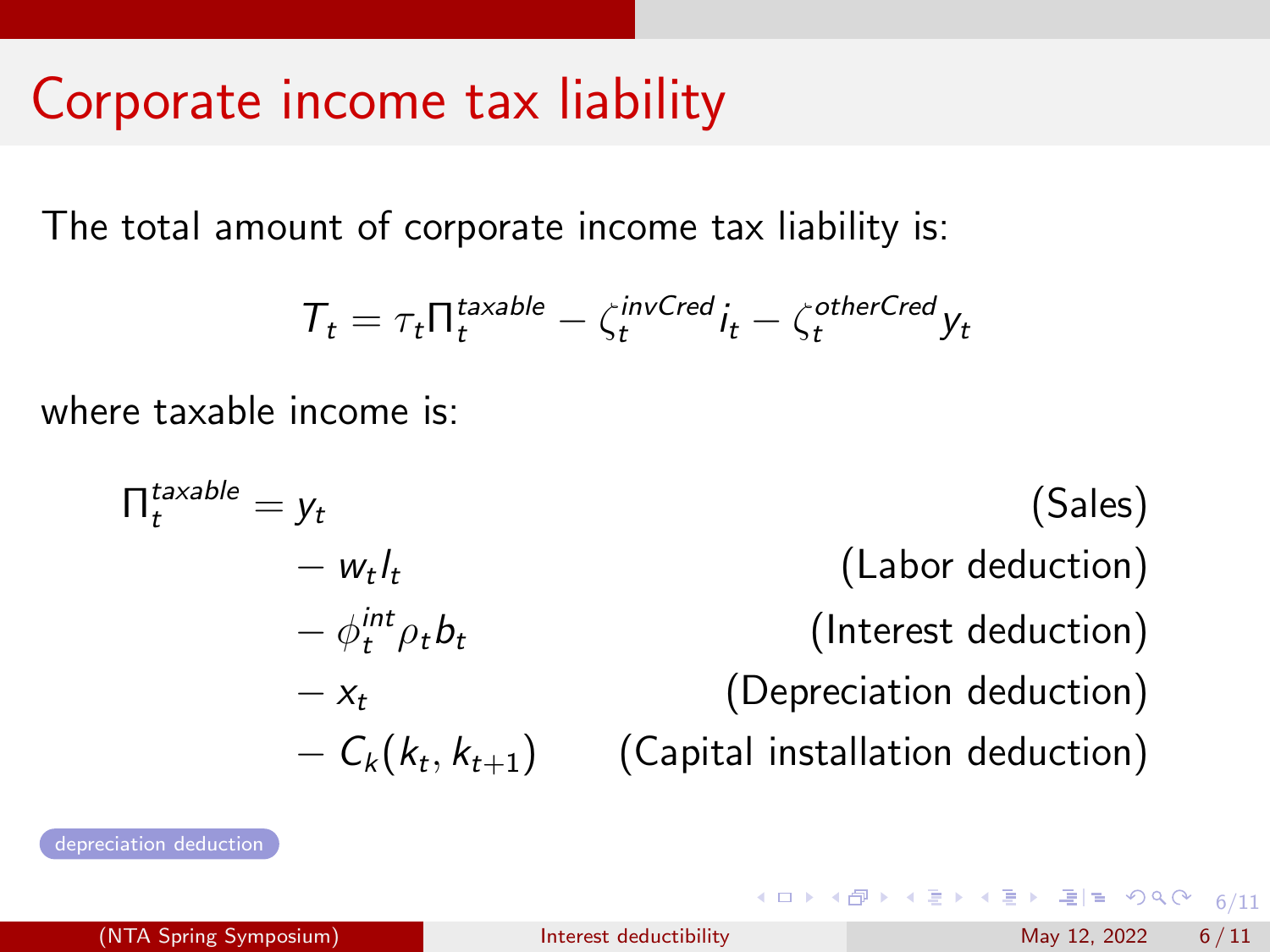# Corporate income tax liability

The total amount of corporate income tax liability is:

$$T_t = \tau_t \Pi_t^{taxable} - \zeta_t^{invCred} i_t - \zeta_t^{otherCred} y_t$$

where taxable income is:

$$
\begin{aligned}
\Pi_t^{taxable} = \; & y_t && \text{(Sales)} \\
& - w_t l_t && \text{(Labor deduction)} \\
& - \phi_t^{int} \rho_t b_t && \text{(Interest deduction)} \\
& - x_t && \text{(Depreciation deduction)} \\
& - C_k(k_t, k_{t+1}) && \text{(Capital installation deduction)}
\end{aligned}
$$

depreciation deduction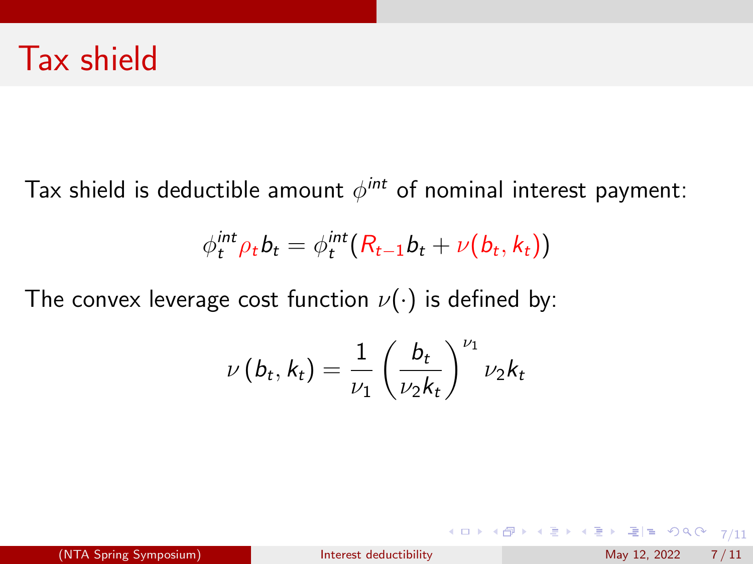# Tax shield

Tax shield is deductible amount $\phi^{int}$ of nominal interest payment:

$$\phi_t^{int}\rho_t b_t = \phi_t^{int}(R_{t-1}b_t + \nu(b_t, k_t))$$

The convex leverage cost function $\nu(\cdot)$ is defined by:

$$\nu\left(b_t, k_t\right) = \frac{1}{\nu_1}\left(\frac{b_t}{\nu_2 k_t}\right)^{\nu_1} \nu_2 k_t$$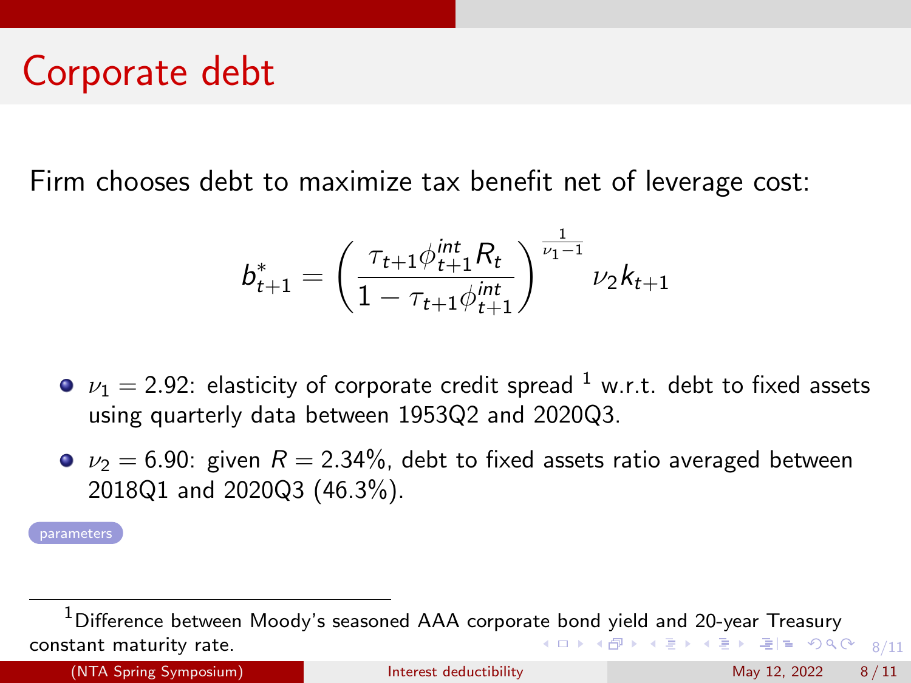# Corporate debt

Firm chooses debt to maximize tax benefit net of leverage cost:

$$b^*_{t+1} = \left( \frac{\tau_{t+1}\phi^{int}_{t+1} R_t}{1 - \tau_{t+1}\phi^{int}_{t+1}} \right)^{\frac{1}{\nu_1 - 1}} \nu_2 k_{t+1}$$

- $\nu_1 = 2.92$: elasticity of corporate credit spread [1] w.r.t. debt to fixed assets using quarterly data between 1953Q2 and 2020Q3.
- $\nu_2 = 6.90$: given $R = 2.34\%$, debt to fixed assets ratio averaged between 2018Q1 and 2020Q3 (46.3%).

parameters

[1] Difference between Moody's seasoned AAA corporate bond yield and 20-year Treasury constant maturity rate.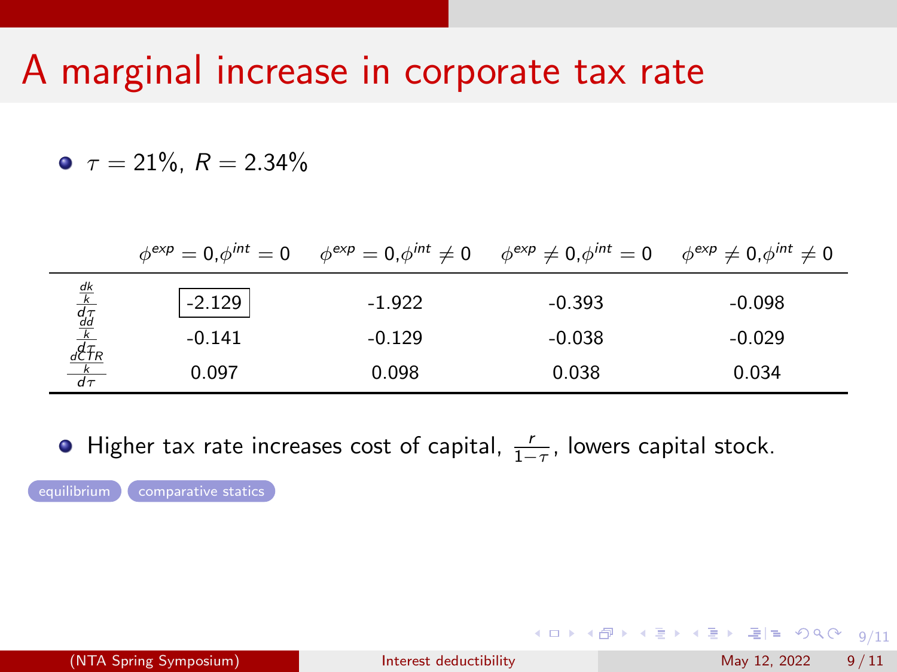# A marginal increase in corporate tax rate

- $\tau = 21\%$, $R = 2.34\%$

| | $\phi^{exp} = 0, \phi^{int} = 0$ | $\phi^{exp} = 0, \phi^{int} \neq 0$ | $\phi^{exp} \neq 0, \phi^{int} = 0$ | $\phi^{exp} \neq 0, \phi^{int} \neq 0$ |
|---|---|---|---|---|
| $\frac{\frac{dk}{k}}{d\tau}$ | -2.129 | -1.922 | -0.393 | -0.098 |
| $\frac{\frac{dd}{k}}{d\tau}$ | -0.141 | -0.129 | -0.038 | -0.029 |
| $\frac{\frac{dCTR}{k}}{d\tau}$ | 0.097 | 0.098 | 0.038 | 0.034 |

- Higher tax rate increases cost of capital, $\frac{r}{1-\tau}$, lowers capital stock.

equilibrium   comparative statics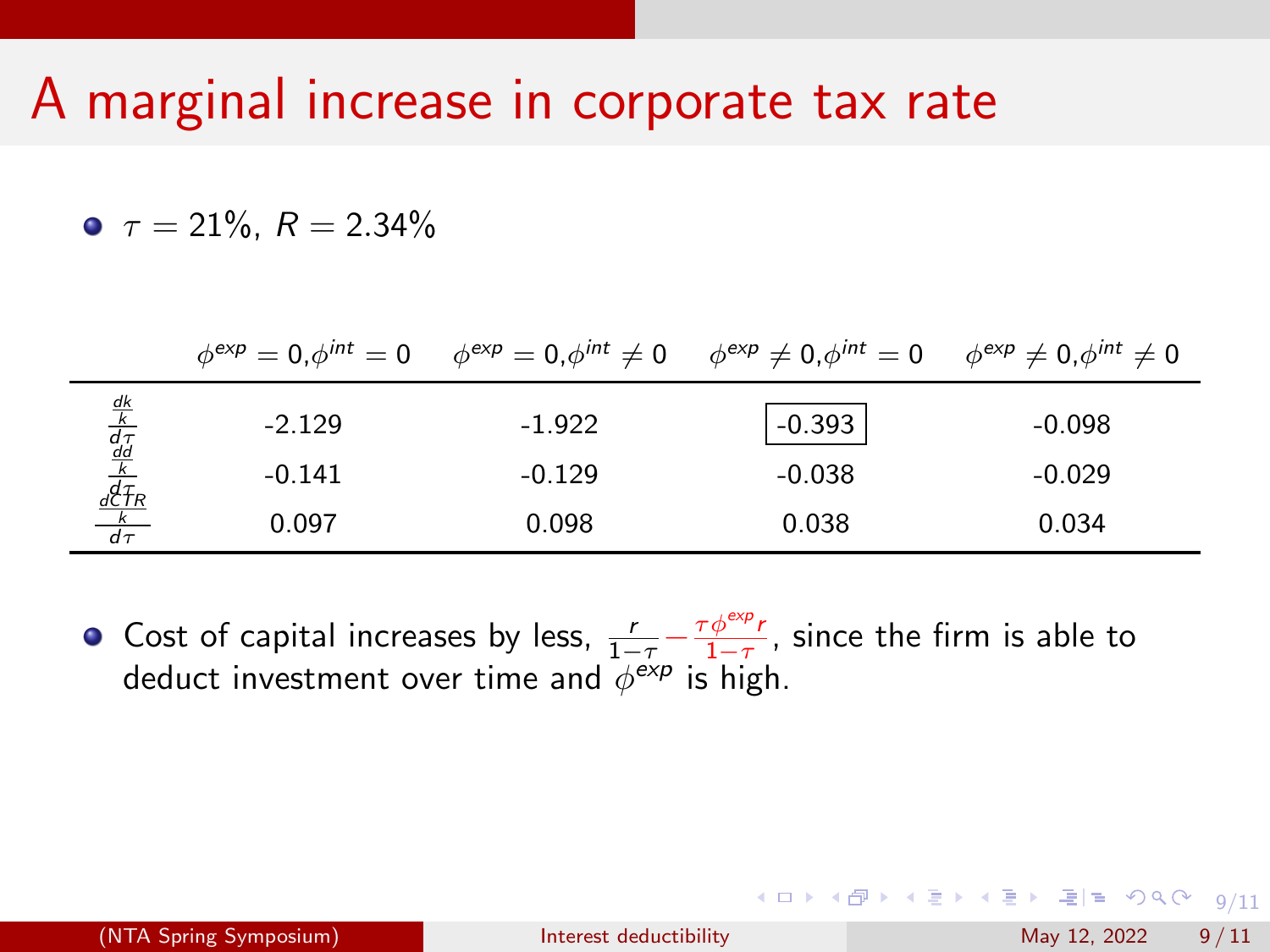# A marginal increase in corporate tax rate

- $\tau = 21\%$, $R = 2.34\%$

| | $\phi^{exp} = 0, \phi^{int} = 0$ | $\phi^{exp} = 0, \phi^{int} \neq 0$ | $\phi^{exp} \neq 0, \phi^{int} = 0$ | $\phi^{exp} \neq 0, \phi^{int} \neq 0$ |
|---|---|---|---|---|
| $\frac{\frac{dk}{k}}{d\tau}$ | -2.129 | -1.922 | -0.393 | -0.098 |
| $\frac{\frac{dd}{k}}{d\tau}$ | -0.141 | -0.129 | -0.038 | -0.029 |
| $\frac{\frac{dCTR}{k}}{d\tau}$ | 0.097 | 0.098 | 0.038 | 0.034 |

- Cost of capital increases by less, $\frac{r}{1-\tau} - \frac{\tau \phi^{exp} r}{1-\tau}$, since the firm is able to deduct investment over time and $\phi^{exp}$ is high.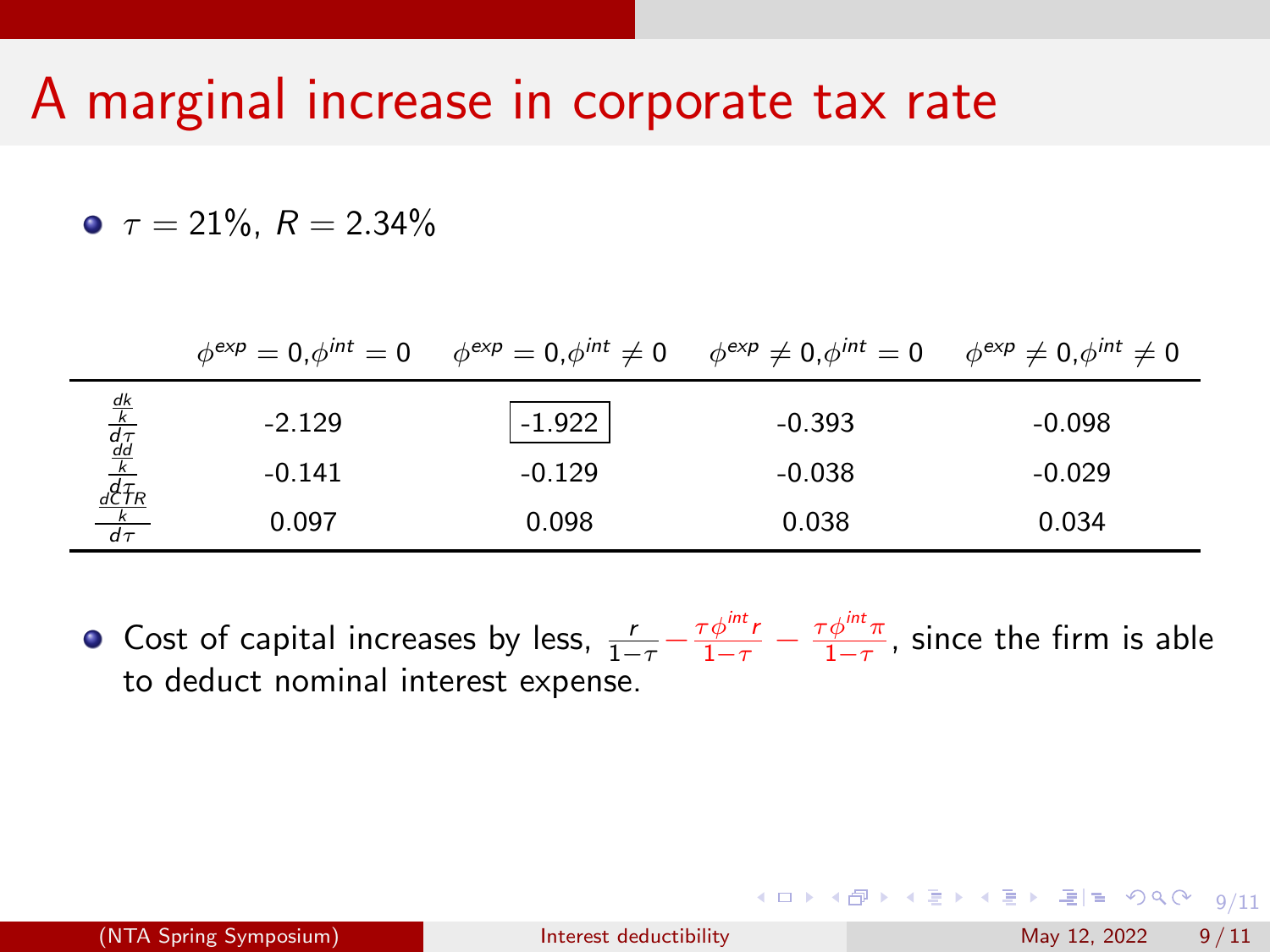# A marginal increase in corporate tax rate

- $\tau = 21\%$, $R = 2.34\%$

| | $\phi^{exp} = 0, \phi^{int} = 0$ | $\phi^{exp} = 0, \phi^{int} \neq 0$ | $\phi^{exp} \neq 0, \phi^{int} = 0$ | $\phi^{exp} \neq 0, \phi^{int} \neq 0$ |
|---|---|---|---|---|
| $\frac{\frac{dk}{k}}{d\tau}$ | -2.129 | -1.922 | -0.393 | -0.098 |
| $\frac{\frac{dd}{k}}{d\tau}$ | -0.141 | -0.129 | -0.038 | -0.029 |
| $\frac{\frac{dCTR}{k}}{d\tau}$ | 0.097 | 0.098 | 0.038 | 0.034 |

- Cost of capital increases by less, $\frac{r}{1-\tau} - \frac{\tau \phi^{int} r}{1-\tau} - \frac{\tau \phi^{int} \pi}{1-\tau}$, since the firm is able to deduct nominal interest expense.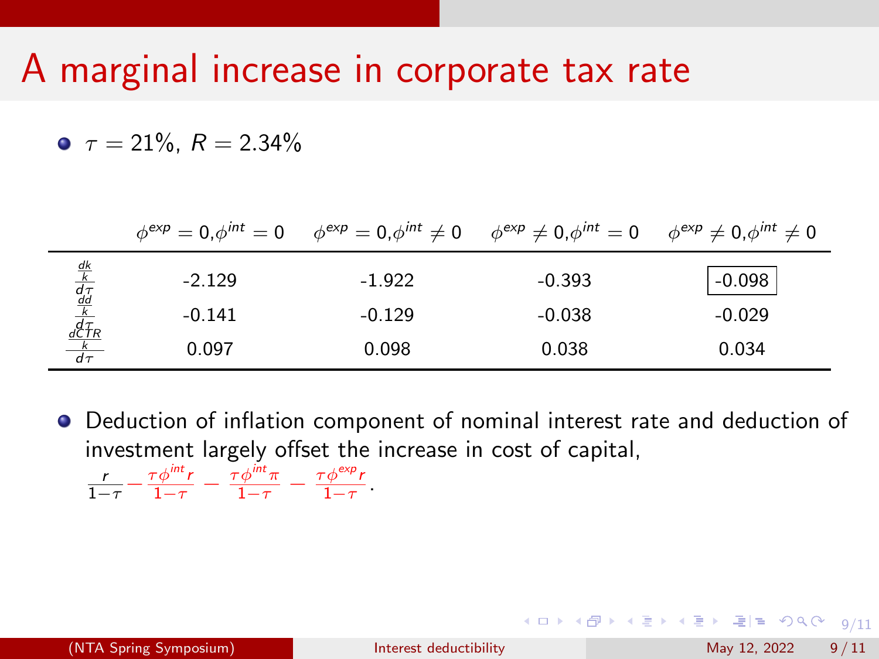# A marginal increase in corporate tax rate

- $\tau = 21\%$, $R = 2.34\%$

| | $\phi^{exp} = 0, \phi^{int} = 0$ | $\phi^{exp} = 0, \phi^{int} \neq 0$ | $\phi^{exp} \neq 0, \phi^{int} = 0$ | $\phi^{exp} \neq 0, \phi^{int} \neq 0$ |
|---|---|---|---|---|
| $\frac{\frac{dk}{k}}{d\tau}$ | -2.129 | -1.922 | -0.393 | -0.098 |
| $\frac{\frac{dd}{k}}{d\tau}$ | -0.141 | -0.129 | -0.038 | -0.029 |
| $\frac{\frac{dCTR}{k}}{d\tau}$ | 0.097 | 0.098 | 0.038 | 0.034 |

- Deduction of inflation component of nominal interest rate and deduction of investment largely offset the increase in cost of capital, $\frac{r}{1-\tau} - \frac{\tau\phi^{int} r}{1-\tau} - \frac{\tau\phi^{int}\pi}{1-\tau} - \frac{\tau\phi^{exp} r}{1-\tau}$.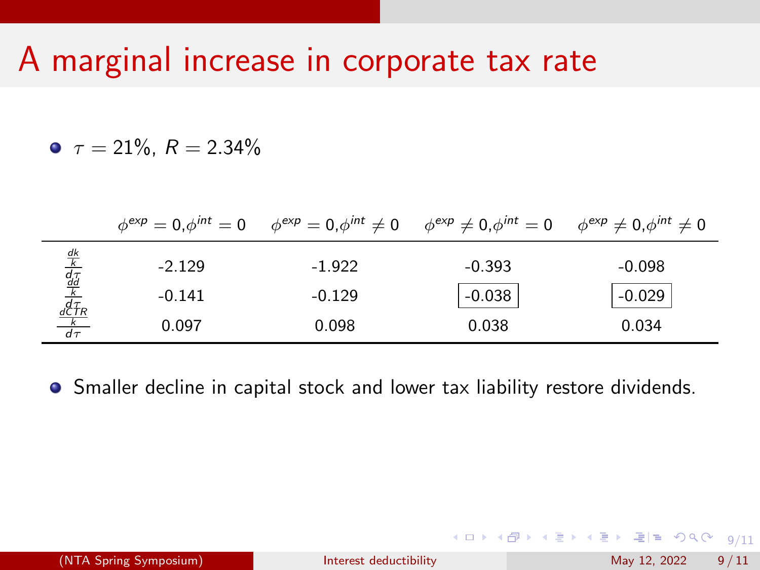# A marginal increase in corporate tax rate

- $\tau = 21\%$, $R = 2.34\%$

| | $\phi^{exp} = 0, \phi^{int} = 0$ | $\phi^{exp} = 0, \phi^{int} \neq 0$ | $\phi^{exp} \neq 0, \phi^{int} = 0$ | $\phi^{exp} \neq 0, \phi^{int} \neq 0$ |
|---|---|---|---|---|
| $\frac{\frac{dk}{k}}{d\tau}$ | -2.129 | -1.922 | -0.393 | -0.098 |
| $\frac{\frac{dd}{k}}{d\tau}$ | -0.141 | -0.129 | -0.038 | -0.029 |
| $\frac{\frac{dCTR}{k}}{d\tau}$ | 0.097 | 0.098 | 0.038 | 0.034 |

- Smaller decline in capital stock and lower tax liability restore dividends.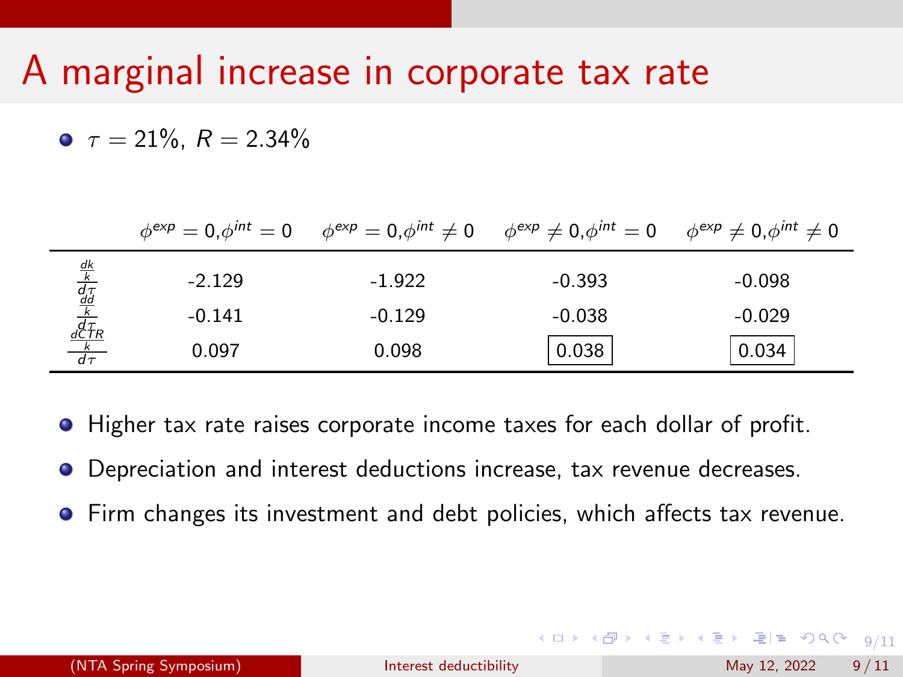# A marginal increase in corporate tax rate

- $\tau = 21\%$, $R = 2.34\%$

| | $\phi^{exp} = 0, \phi^{int} = 0$ | $\phi^{exp} = 0, \phi^{int} \neq 0$ | $\phi^{exp} \neq 0, \phi^{int} = 0$ | $\phi^{exp} \neq 0, \phi^{int} \neq 0$ |
|---|---|---|---|---|
| $\frac{\frac{dk}{k}}{d\tau}$ | -2.129 | -1.922 | -0.393 | -0.098 |
| $\frac{\frac{dd}{k}}{d\tau}$ | -0.141 | -0.129 | -0.038 | -0.029 |
| $\frac{\frac{dCTR}{k}}{d\tau}$ | 0.097 | 0.098 | 0.038 | 0.034 |

- Higher tax rate raises corporate income taxes for each dollar of profit.
- Depreciation and interest deductions increase, tax revenue decreases.
- Firm changes its investment and debt policies, which affects tax revenue.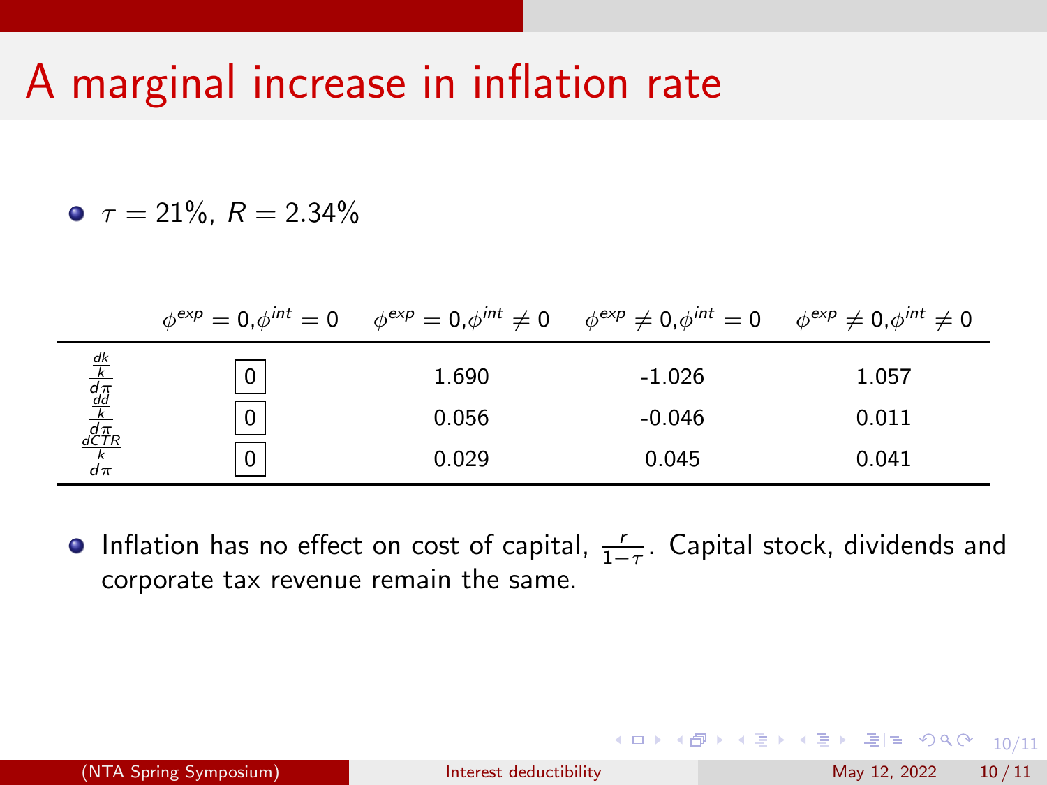# A marginal increase in inflation rate

- $\tau = 21\%$, $R = 2.34\%$

| | $\phi^{exp} = 0, \phi^{int} = 0$ | $\phi^{exp} = 0, \phi^{int} \neq 0$ | $\phi^{exp} \neq 0, \phi^{int} = 0$ | $\phi^{exp} \neq 0, \phi^{int} \neq 0$ |
|---|---|---|---|---|
| $\frac{\frac{dk}{k}}{d\pi}$ | 0 | 1.690 | -1.026 | 1.057 |
| $\frac{\frac{dd}{k}}{d\pi}$ | 0 | 0.056 | -0.046 | 0.011 |
| $\frac{\frac{dCTR}{k}}{d\pi}$ | 0 | 0.029 | 0.045 | 0.041 |

- Inflation has no effect on cost of capital, $\frac{r}{1-\tau}$. Capital stock, dividends and corporate tax revenue remain the same.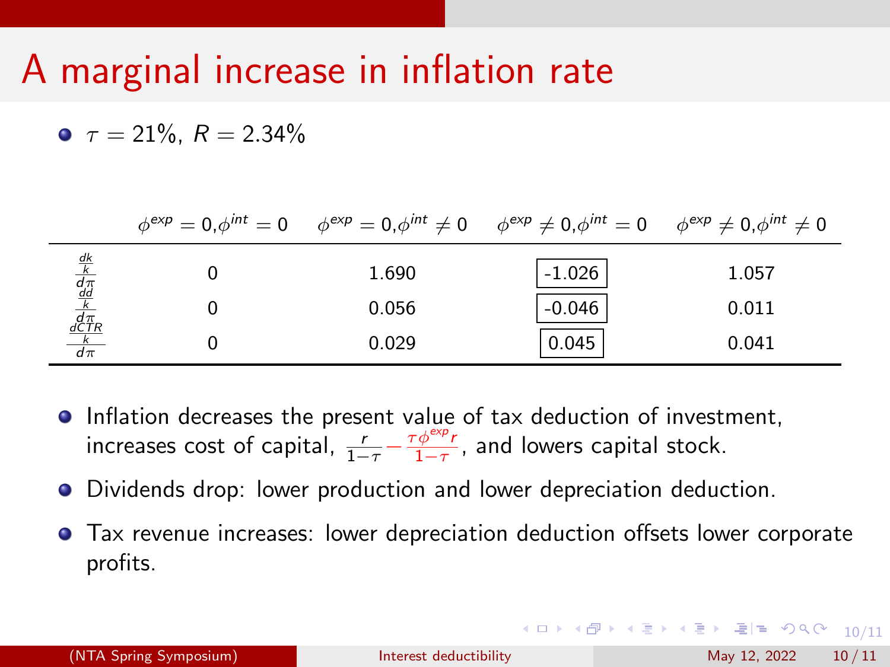# A marginal increase in inflation rate

- $\tau = 21\%$, $R = 2.34\%$

| | $\phi^{exp} = 0, \phi^{int} = 0$ | $\phi^{exp} = 0, \phi^{int} \neq 0$ | $\phi^{exp} \neq 0, \phi^{int} = 0$ | $\phi^{exp} \neq 0, \phi^{int} \neq 0$ |
|---|---|---|---|---|
| $\frac{\frac{dk}{k}}{d\pi}$ | 0 | 1.690 | -1.026 | 1.057 |
| $\frac{\frac{dd}{k}}{d\pi}$ | 0 | 0.056 | -0.046 | 0.011 |
| $\frac{\frac{dCTR}{k}}{d\pi}$ | 0 | 0.029 | 0.045 | 0.041 |

- Inflation decreases the present value of tax deduction of investment, increases cost of capital, $\frac{r}{1-\tau} - \frac{\tau \phi^{exp} r}{1-\tau}$, and lowers capital stock.
- Dividends drop: lower production and lower depreciation deduction.
- Tax revenue increases: lower depreciation deduction offsets lower corporate profits.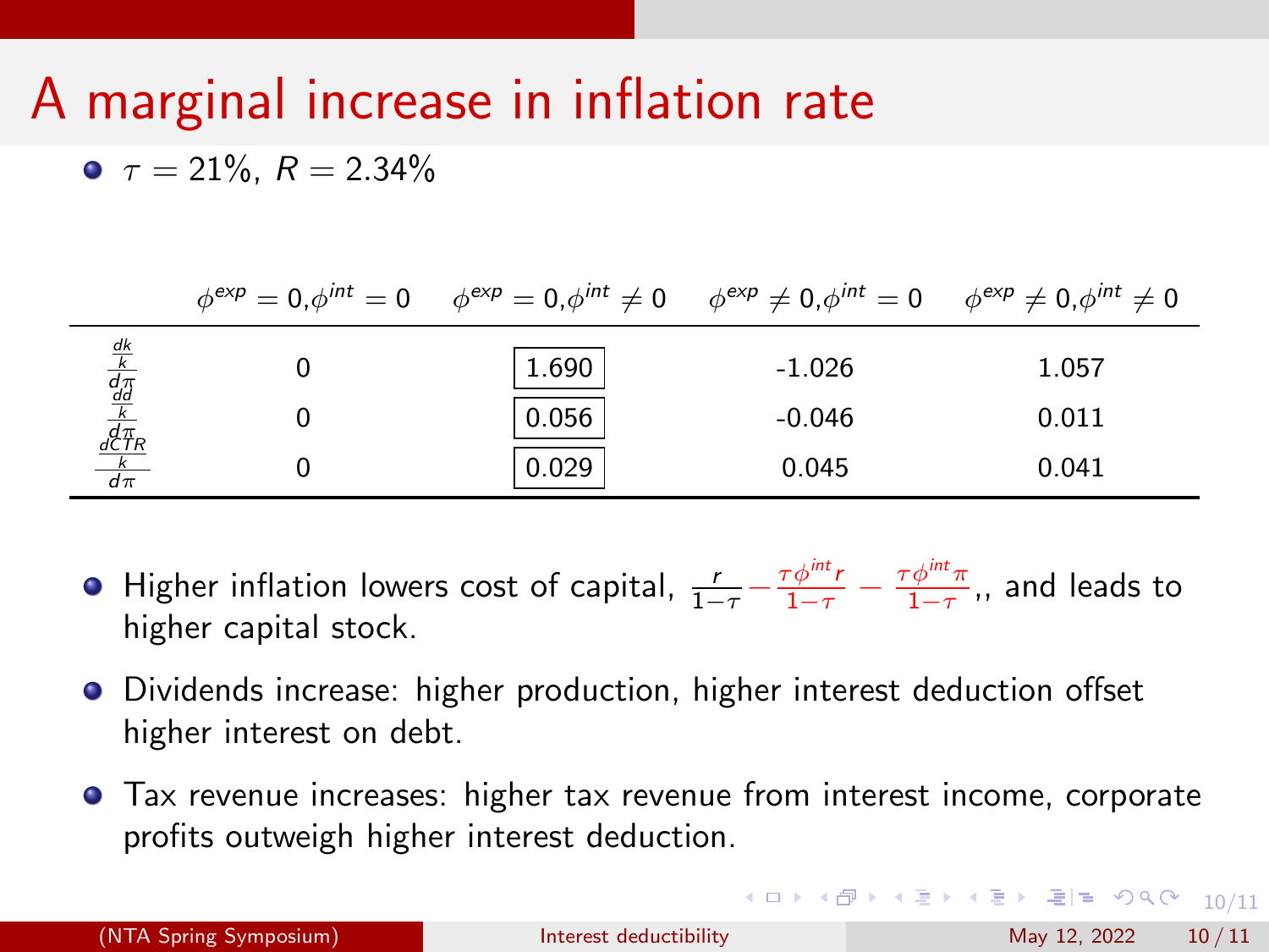# A marginal increase in inflation rate

- $\tau = 21\%$, $R = 2.34\%$

| | $\phi^{exp}=0, \phi^{int}=0$ | $\phi^{exp}=0, \phi^{int}\neq 0$ | $\phi^{exp}\neq 0, \phi^{int}=0$ | $\phi^{exp}\neq 0, \phi^{int}\neq 0$ |
|---|---|---|---|---|
| $\frac{\frac{dk}{k}}{d\pi}$ | 0 | 1.690 | -1.026 | 1.057 |
| $\frac{\frac{dd}{k}}{d\pi}$ | 0 | 0.056 | -0.046 | 0.011 |
| $\frac{\frac{dCTR}{k}}{d\pi}$ | 0 | 0.029 | 0.045 | 0.041 |

- Higher inflation lowers cost of capital, $\frac{r}{1-\tau} - \frac{\tau\phi^{int} r}{1-\tau} - \frac{\tau\phi^{int}\pi}{1-\tau}$,, and leads to higher capital stock.
- Dividends increase: higher production, higher interest deduction offset higher interest on debt.
- Tax revenue increases: higher tax revenue from interest income, corporate profits outweigh higher interest deduction.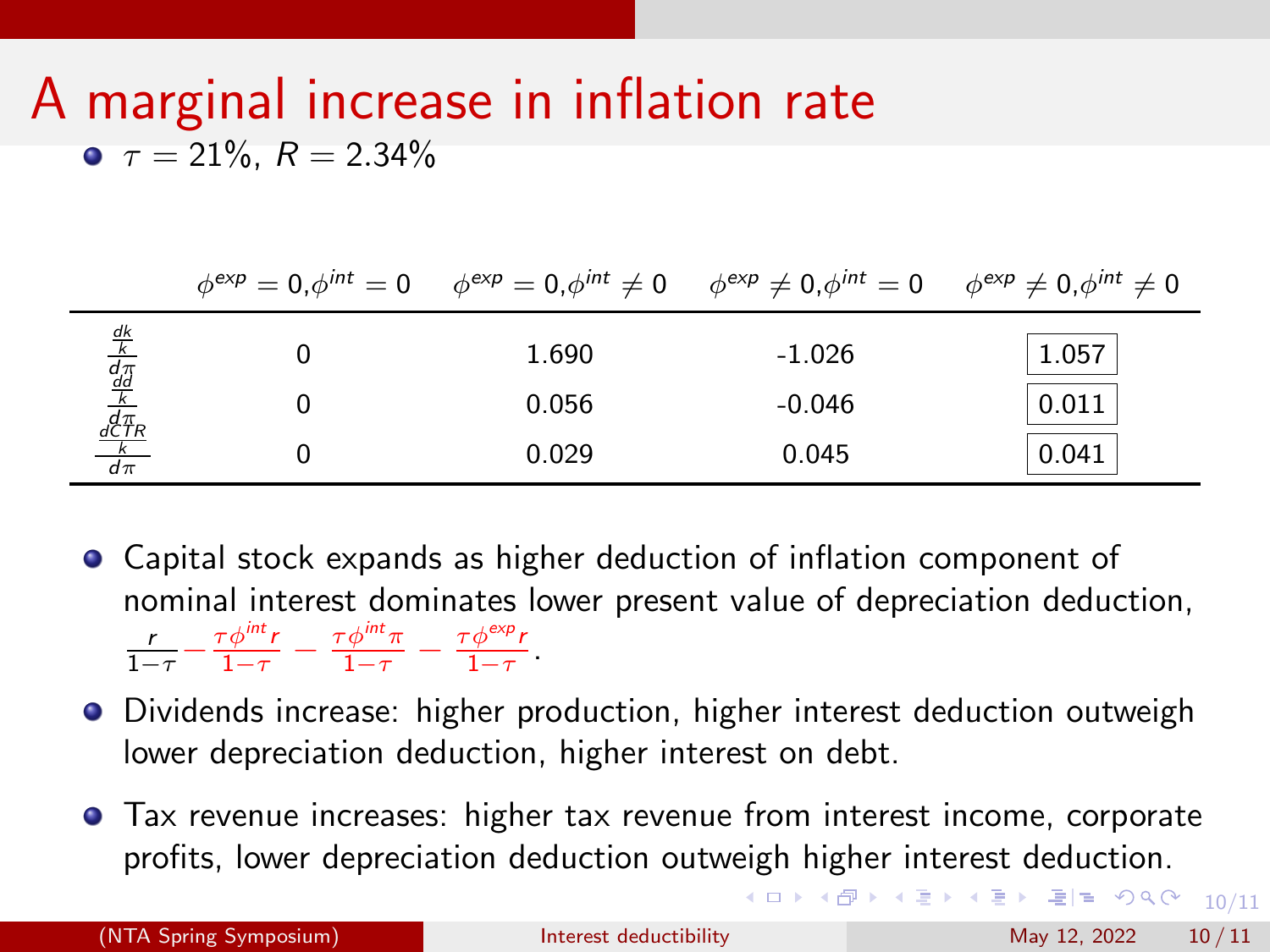# A marginal increase in inflation rate

- $\tau = 21\%$, $R = 2.34\%$

| | $\phi^{exp} = 0, \phi^{int} = 0$ | $\phi^{exp} = 0, \phi^{int} \neq 0$ | $\phi^{exp} \neq 0, \phi^{int} = 0$ | $\phi^{exp} \neq 0, \phi^{int} \neq 0$ |
|---|---|---|---|---|
| $\frac{\frac{dk}{k}}{d\pi}$ | 0 | 1.690 | -1.026 | 1.057 |
| $\frac{\frac{dd}{k}}{d\pi}$ | 0 | 0.056 | -0.046 | 0.011 |
| $\frac{\frac{dCTR}{k}}{d\pi}$ | 0 | 0.029 | 0.045 | 0.041 |

- Capital stock expands as higher deduction of inflation component of nominal interest dominates lower present value of depreciation deduction, $\frac{r}{1-\tau} - \frac{\tau \phi^{int} r}{1-\tau} - \frac{\tau \phi^{int} \pi}{1-\tau} - \frac{\tau \phi^{exp} r}{1-\tau}$.
- Dividends increase: higher production, higher interest deduction outweigh lower depreciation deduction, higher interest on debt.
- Tax revenue increases: higher tax revenue from interest income, corporate profits, lower depreciation deduction outweigh higher interest deduction.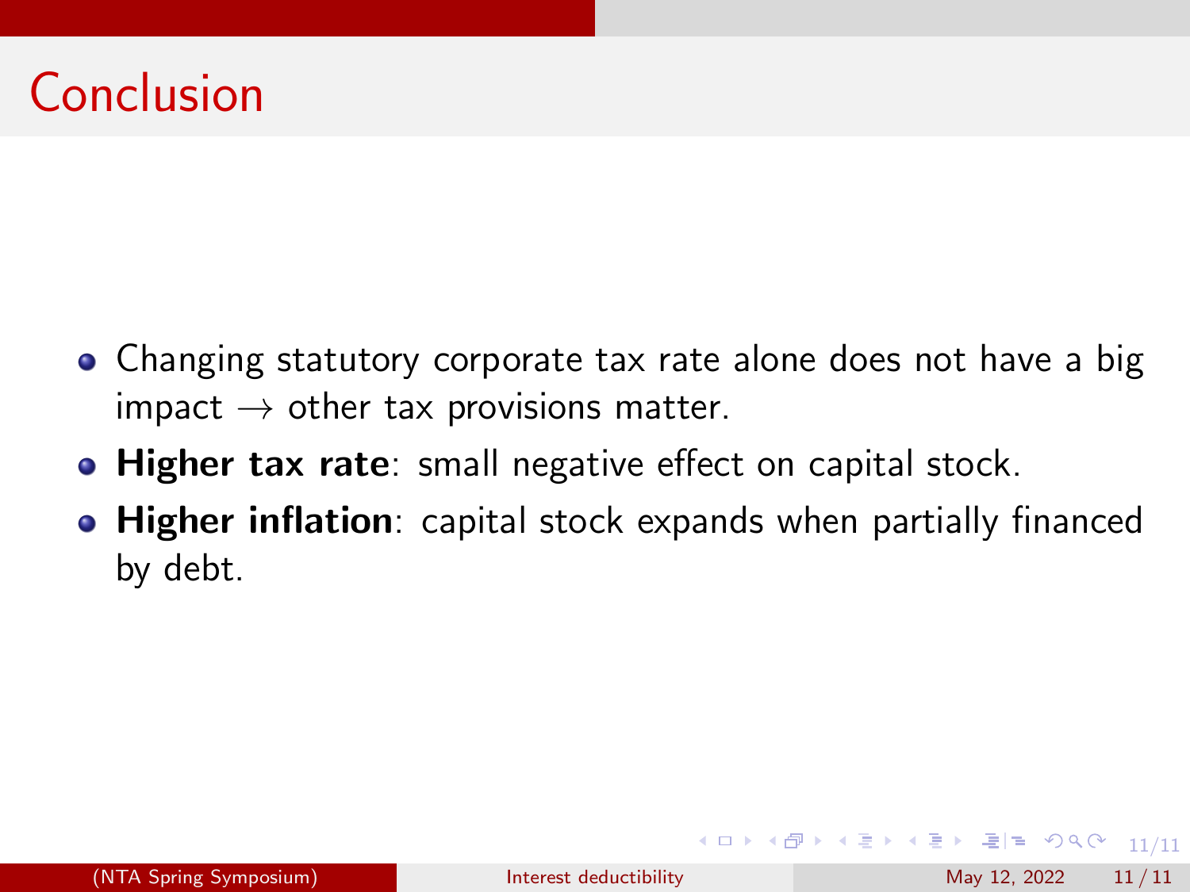# Conclusion

- Changing statutory corporate tax rate alone does not have a big impact $\rightarrow$ other tax provisions matter.
- **Higher tax rate**: small negative effect on capital stock.
- **Higher inflation**: capital stock expands when partially financed by debt.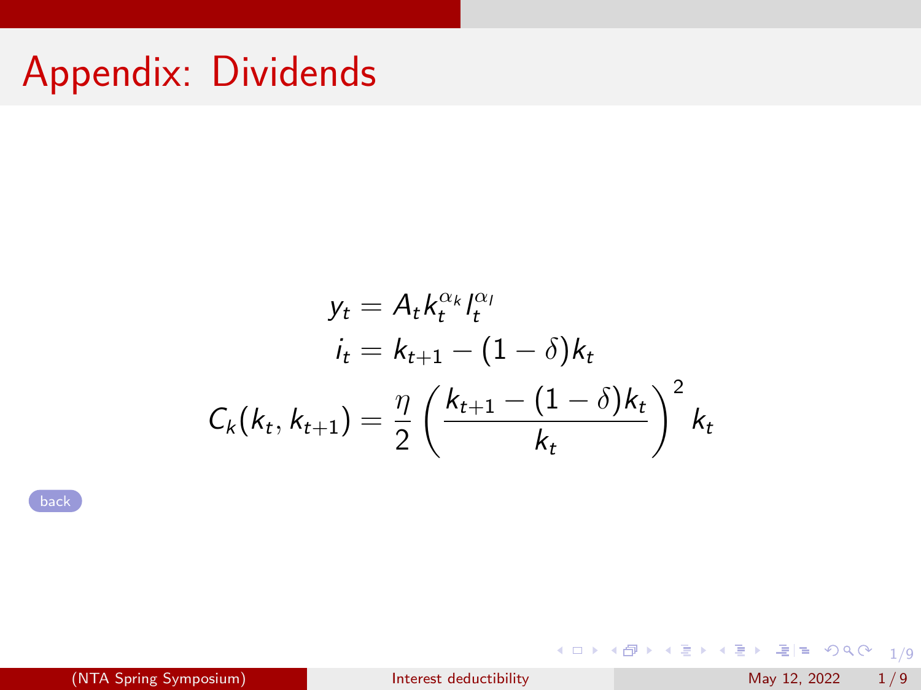# Appendix: Dividends

$$y_t = A_t k_t^{\alpha_k} l_t^{\alpha_l}$$

$$i_t = k_{t+1} - (1-\delta)k_t$$

$$C_k(k_t, k_{t+1}) = \frac{\eta}{2}\left(\frac{k_{t+1} - (1-\delta)k_t}{k_t}\right)^2 k_t$$

back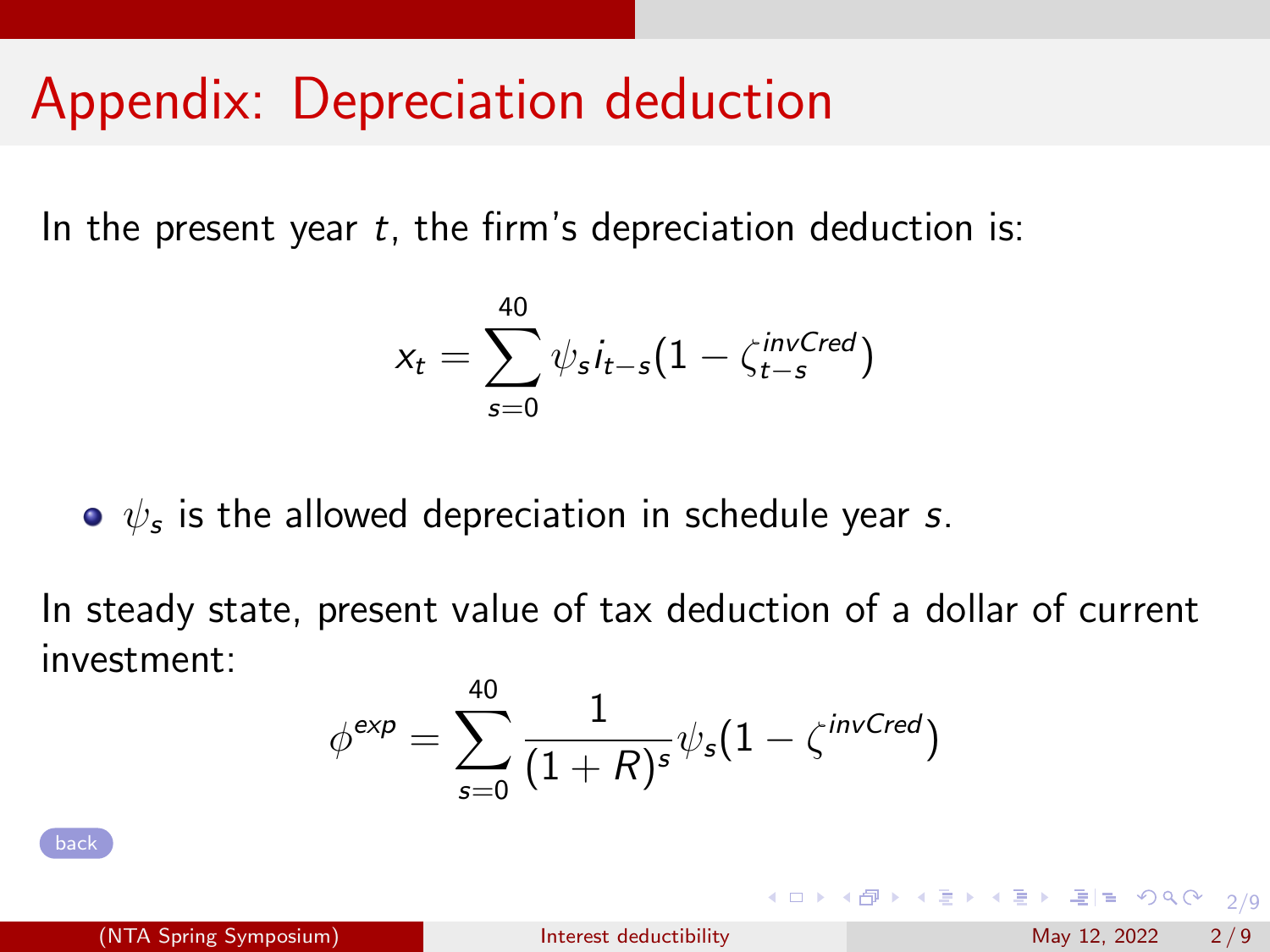# Appendix: Depreciation deduction

In the present year $t$, the firm's depreciation deduction is:

$$x_t = \sum_{s=0}^{40} \psi_s i_{t-s} (1 - \zeta_{t-s}^{invCred})$$

- $\psi_s$ is the allowed depreciation in schedule year $s$.

In steady state, present value of tax deduction of a dollar of current investment:

$$\phi^{exp} = \sum_{s=0}^{40} \frac{1}{(1+R)^s} \psi_s (1 - \zeta^{invCred})$$

back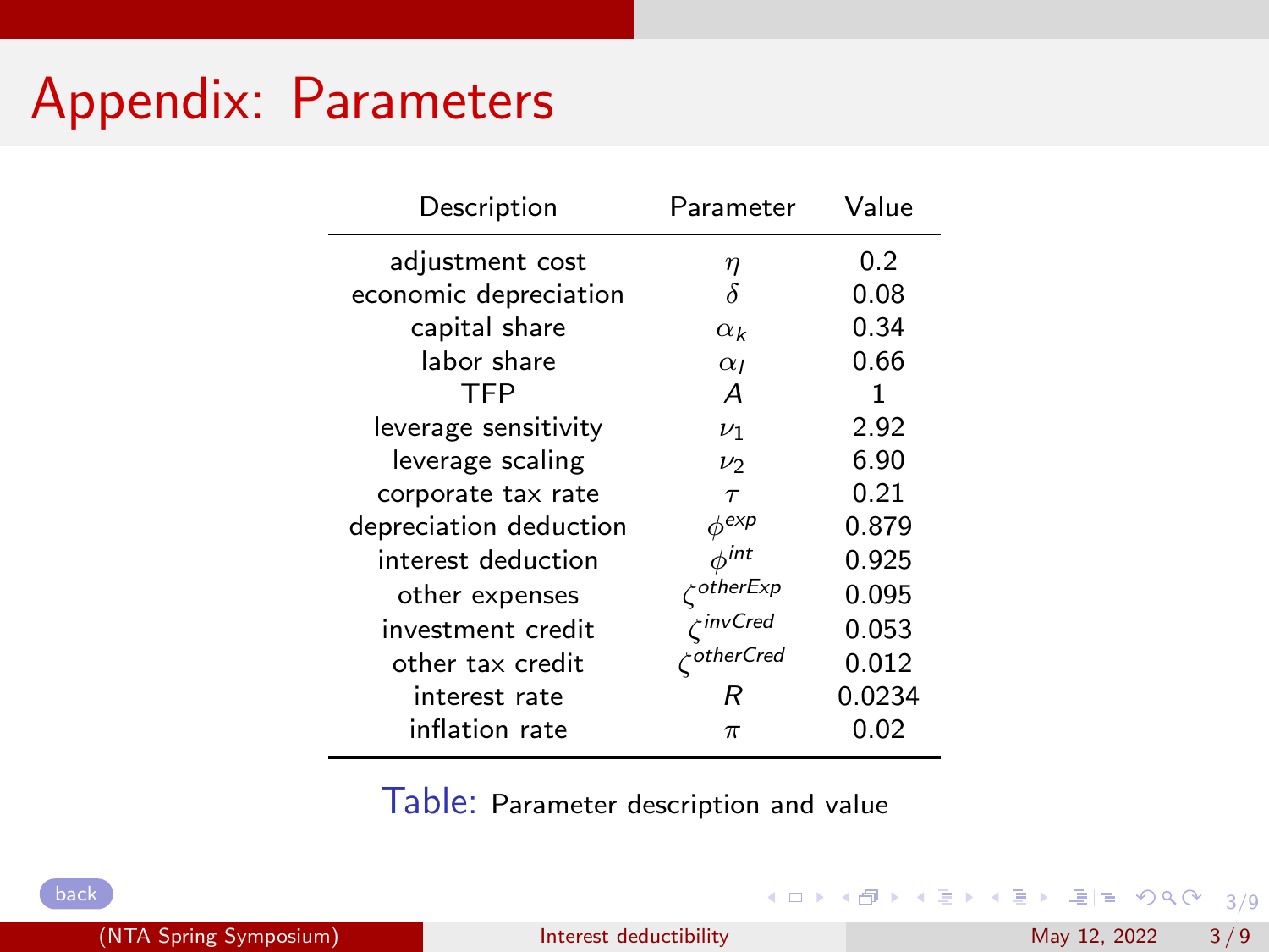# Appendix: Parameters

| Description | Parameter | Value |
|---|---|---|
| adjustment cost | $\eta$ | 0.2 |
| economic depreciation | $\delta$ | 0.08 |
| capital share | $\alpha_k$ | 0.34 |
| labor share | $\alpha_l$ | 0.66 |
| TFP | $A$ | 1 |
| leverage sensitivity | $\nu_1$ | 2.92 |
| leverage scaling | $\nu_2$ | 6.90 |
| corporate tax rate | $\tau$ | 0.21 |
| depreciation deduction | $\phi^{exp}$ | 0.879 |
| interest deduction | $\phi^{int}$ | 0.925 |
| other expenses | $\zeta^{otherExp}$ | 0.095 |
| investment credit | $\zeta^{invCred}$ | 0.053 |
| other tax credit | $\zeta^{otherCred}$ | 0.012 |
| interest rate | $R$ | 0.0234 |
| inflation rate | $\pi$ | 0.02 |

Table: Parameter description and value

back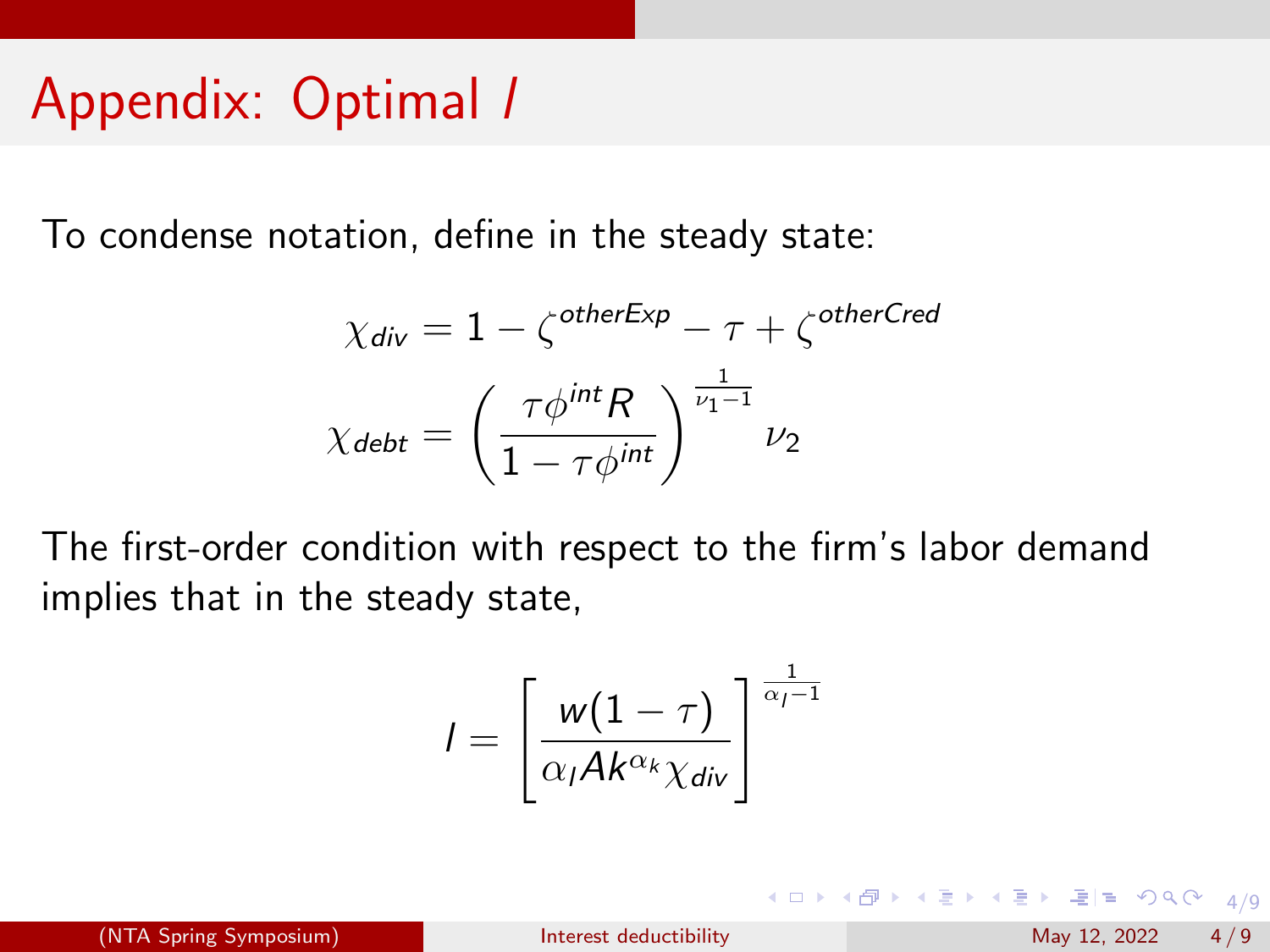# Appendix: Optimal $l$

To condense notation, define in the steady state:

$$\chi_{div} = 1 - \zeta^{otherExp} - \tau + \zeta^{otherCred}$$

$$\chi_{debt} = \left( \frac{\tau \phi^{int} R}{1 - \tau \phi^{int}} \right)^{\frac{1}{\nu_1 - 1}} \nu_2$$

The first-order condition with respect to the firm's labor demand implies that in the steady state,

$$l = \left[ \frac{w(1-\tau)}{\alpha_l A k^{\alpha_k} \chi_{div}} \right]^{\frac{1}{\alpha_l - 1}}$$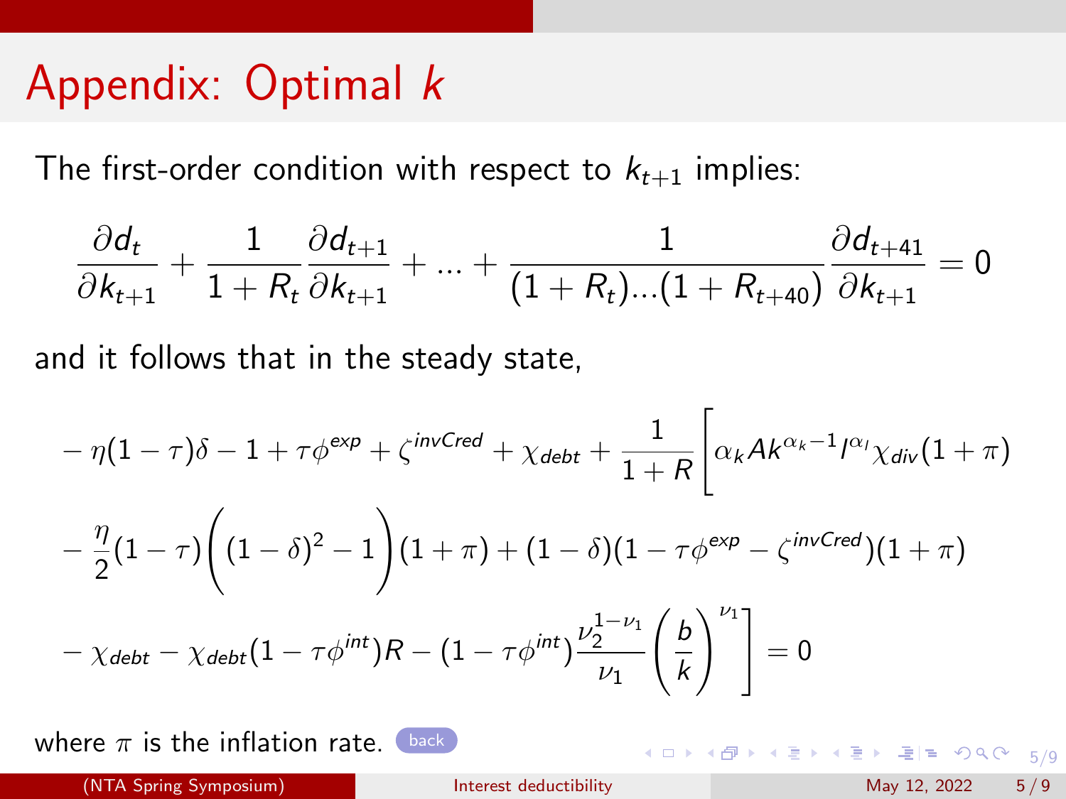# Appendix: Optimal $k$

The first-order condition with respect to $k_{t+1}$ implies:

$$\frac{\partial d_t}{\partial k_{t+1}} + \frac{1}{1+R_t}\frac{\partial d_{t+1}}{\partial k_{t+1}} + ... + \frac{1}{(1+R_t)...(1+R_{t+40})}\frac{\partial d_{t+41}}{\partial k_{t+1}} = 0$$

and it follows that in the steady state,

$$\begin{aligned}
&-\eta(1-\tau)\delta - 1 + \tau\phi^{exp} + \zeta^{invCred} + \chi_{debt} + \frac{1}{1+R}\Bigg[\alpha_k A k^{\alpha_k - 1} l^{\alpha_l}\chi_{div}(1+\pi) \\
&-\frac{\eta}{2}(1-\tau)\Bigg((1-\delta)^2 - 1\Bigg)(1+\pi) + (1-\delta)(1-\tau\phi^{exp} - \zeta^{invCred})(1+\pi) \\
&-\chi_{debt} - \chi_{debt}(1-\tau\phi^{int})R - (1-\tau\phi^{int})\frac{\nu_2^{1-\nu_1}}{\nu_1}\left(\frac{b}{k}\right)^{\nu_1}\Bigg] = 0
\end{aligned}$$

where $\pi$ is the inflation rate.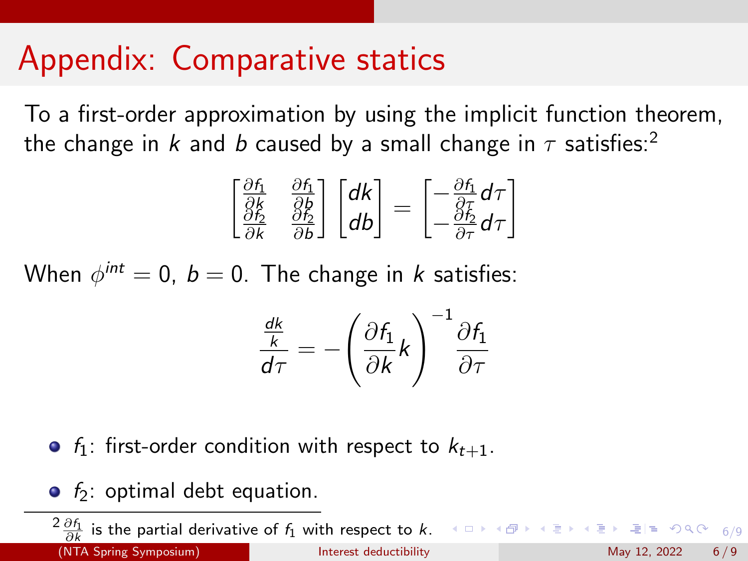# Appendix: Comparative statics

To a first-order approximation by using the implicit function theorem, the change in $k$ and $b$ caused by a small change in $\tau$ satisfies:[2]

$$\begin{bmatrix} \frac{\partial f_1}{\partial k} & \frac{\partial f_1}{\partial b} \\ \frac{\partial f_2}{\partial k} & \frac{\partial f_2}{\partial b} \end{bmatrix} \begin{bmatrix} dk \\ db \end{bmatrix} = \begin{bmatrix} -\frac{\partial f_1}{\partial \tau} d\tau \\ -\frac{\partial f_2}{\partial \tau} d\tau \end{bmatrix}$$

When $\phi^{int} = 0$, $b = 0$. The change in $k$ satisfies:

$$\frac{\frac{dk}{k}}{d\tau} = -\left(\frac{\partial f_1}{\partial k} k\right)^{-1} \frac{\partial f_1}{\partial \tau}$$

- $f_1$: first-order condition with respect to $k_{t+1}$.
- $f_2$: optimal debt equation.

[2] $\frac{\partial f_1}{\partial k}$ is the partial derivative of $f_1$ with respect to $k$.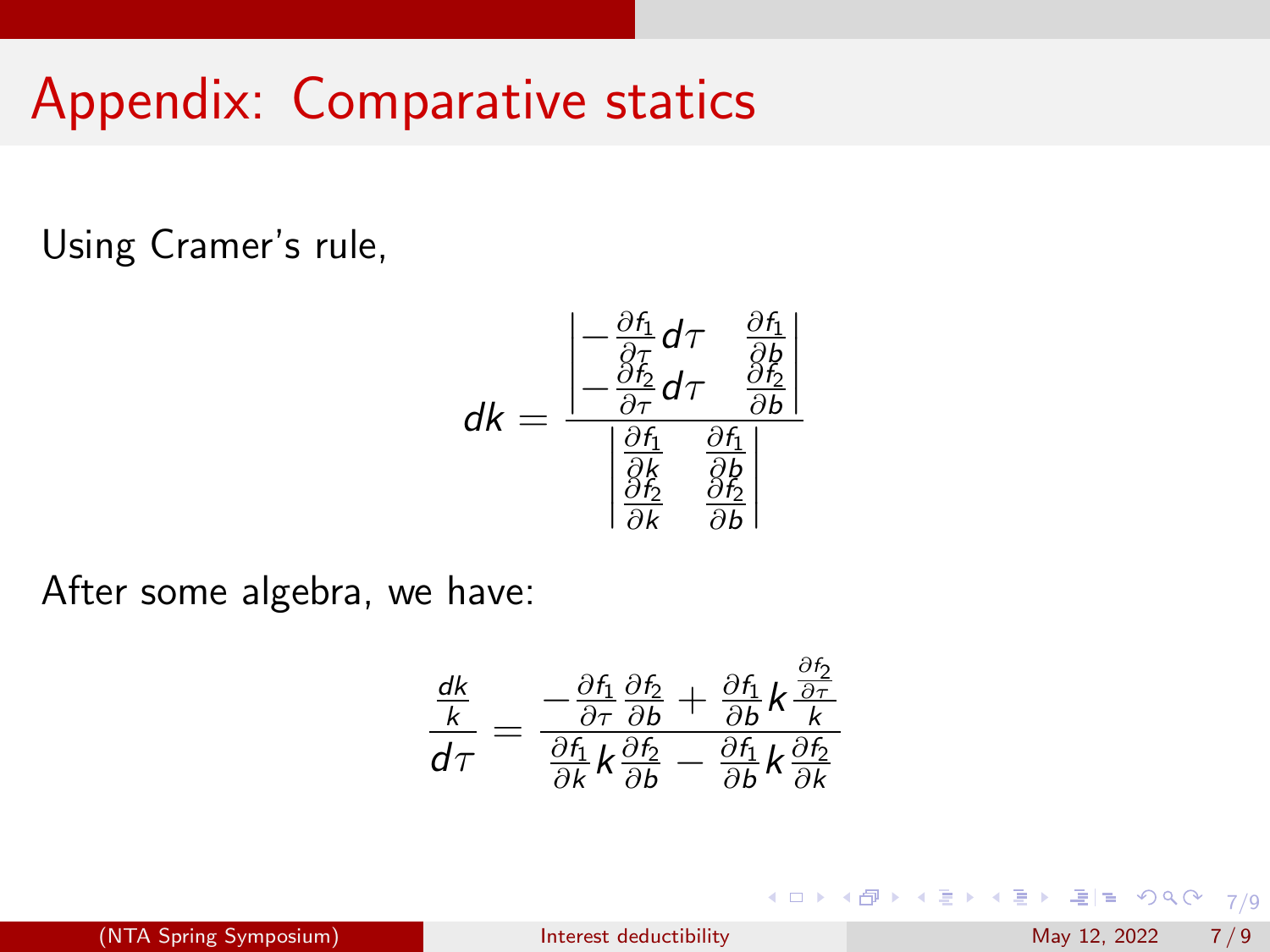# Appendix: Comparative statics

Using Cramer's rule,

$$dk = \frac{\begin{vmatrix} -\frac{\partial f_1}{\partial \tau} d\tau & \frac{\partial f_1}{\partial b} \\ -\frac{\partial f_2}{\partial \tau} d\tau & \frac{\partial f_2}{\partial b} \end{vmatrix}}{\begin{vmatrix} \frac{\partial f_1}{\partial k} & \frac{\partial f_1}{\partial b} \\ \frac{\partial f_2}{\partial k} & \frac{\partial f_2}{\partial b} \end{vmatrix}}$$

After some algebra, we have:

$$\frac{\frac{dk}{k}}{d\tau} = \frac{-\frac{\partial f_1}{\partial \tau}\frac{\partial f_2}{\partial b} + \frac{\partial f_1}{\partial b} k \frac{\frac{\partial f_2}{\partial \tau}}{k}}{\frac{\partial f_1}{\partial k} k \frac{\partial f_2}{\partial b} - \frac{\partial f_1}{\partial b} k \frac{\partial f_2}{\partial k}}$$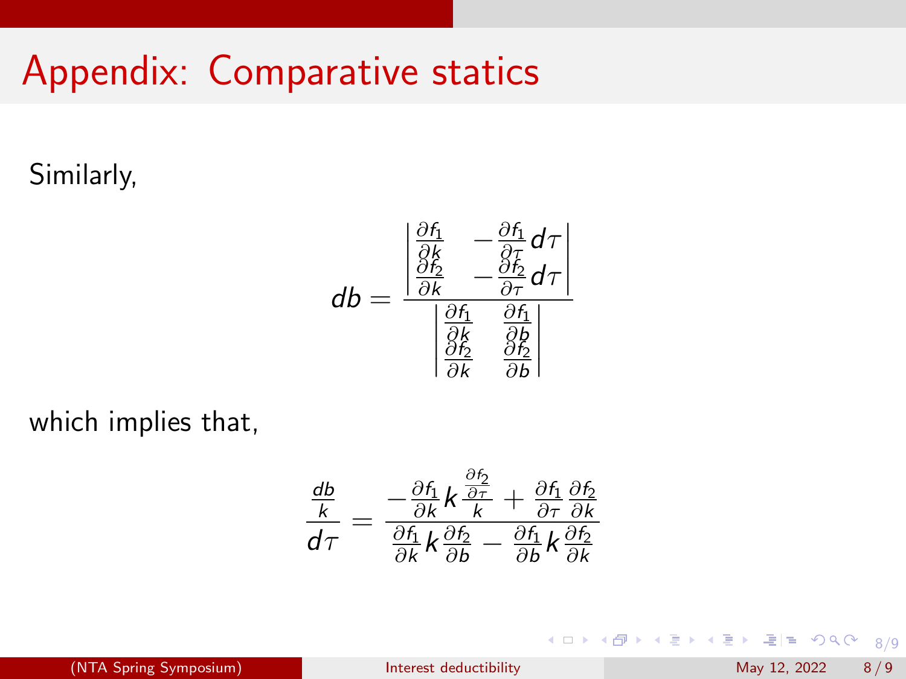# Appendix: Comparative statics

Similarly,

$$db = \frac{\begin{vmatrix} \frac{\partial f_1}{\partial k} & -\frac{\partial f_1}{\partial \tau} d\tau \\ \frac{\partial f_2}{\partial k} & -\frac{\partial f_2}{\partial \tau} d\tau \end{vmatrix}}{\begin{vmatrix} \frac{\partial f_1}{\partial k} & \frac{\partial f_1}{\partial b} \\ \frac{\partial f_2}{\partial k} & \frac{\partial f_2}{\partial b} \end{vmatrix}}$$

which implies that,

$$\frac{\frac{db}{k}}{d\tau} = \frac{-\frac{\partial f_1}{\partial k} k \frac{\frac{\partial f_2}{\partial \tau}}{k} + \frac{\partial f_1}{\partial \tau} \frac{\partial f_2}{\partial k}}{\frac{\partial f_1}{\partial k} k \frac{\partial f_2}{\partial b} - \frac{\partial f_1}{\partial b} k \frac{\partial f_2}{\partial k}}$$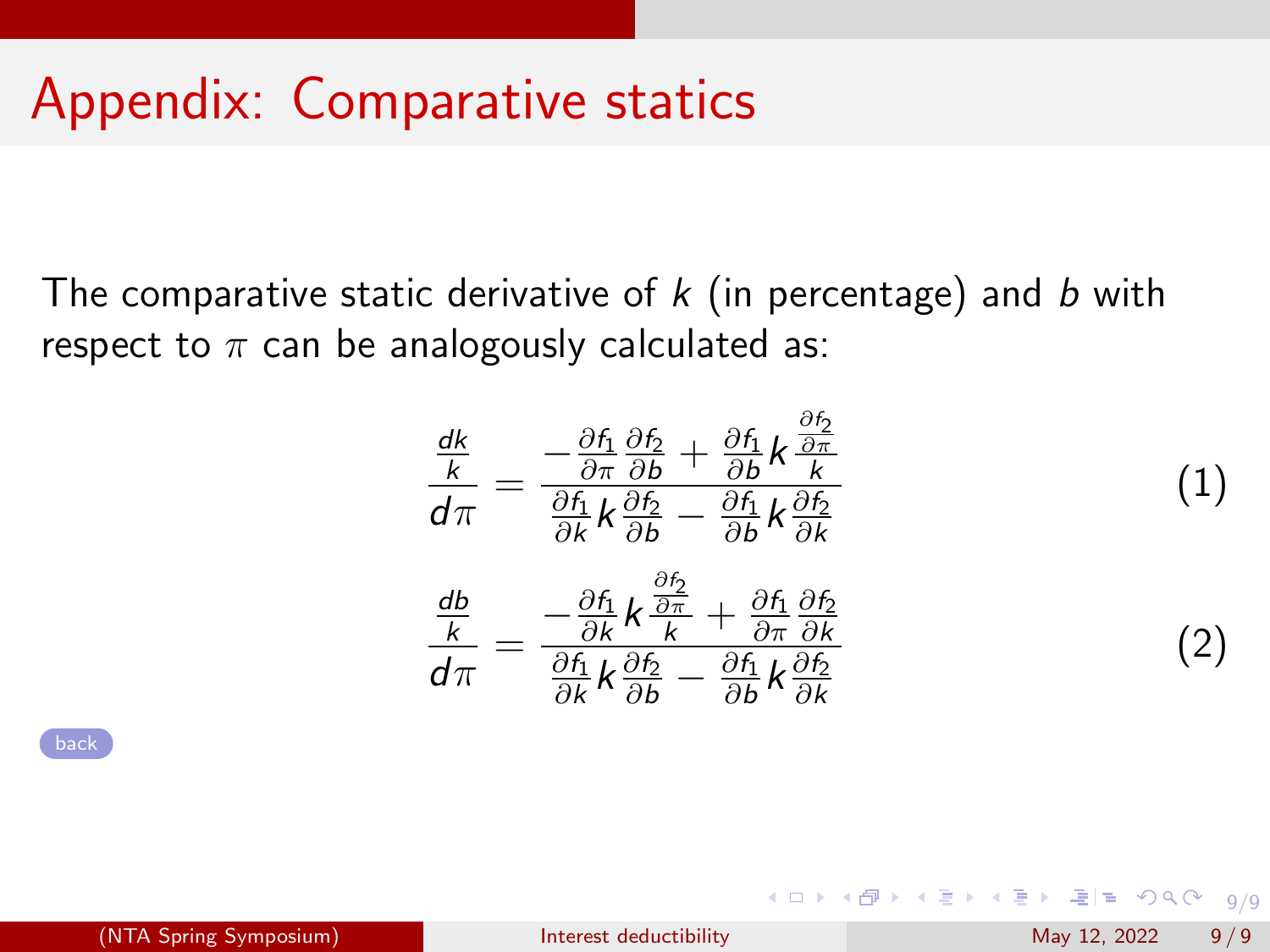# Appendix: Comparative statics

The comparative static derivative of $k$ (in percentage) and $b$ with respect to $\pi$ can be analogously calculated as:

$$\frac{\frac{dk}{k}}{d\pi} = \frac{-\frac{\partial f_1}{\partial \pi}\frac{\partial f_2}{\partial b} + \frac{\partial f_1}{\partial b} k \frac{\frac{\partial f_2}{\partial \pi}}{k}}{\frac{\partial f_1}{\partial k} k \frac{\partial f_2}{\partial b} - \frac{\partial f_1}{\partial b} k \frac{\partial f_2}{\partial k}} \tag{1}$$

$$\frac{\frac{db}{k}}{d\pi} = \frac{-\frac{\partial f_1}{\partial k} k \frac{\frac{\partial f_2}{\partial \pi}}{k} + \frac{\partial f_1}{\partial \pi}\frac{\partial f_2}{\partial k}}{\frac{\partial f_1}{\partial k} k \frac{\partial f_2}{\partial b} - \frac{\partial f_1}{\partial b} k \frac{\partial f_2}{\partial k}} \tag{2}$$

back